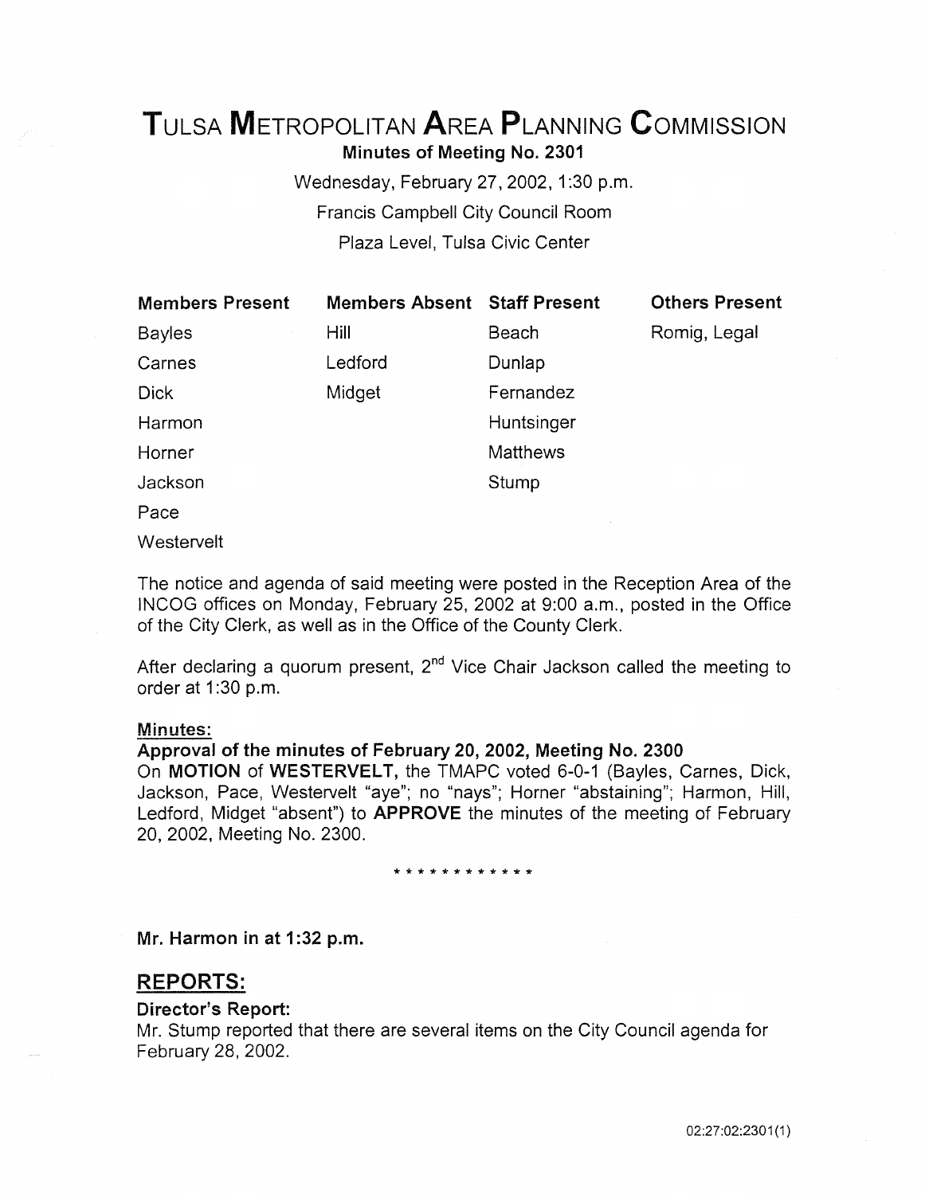# TULSA METROPOLITAN AREA PLANNING COMMISSION

**Minutes of Meeting No. 2301**

Wednesday, February 27, 2002, 1:30 p.m.

Francis Campbell City Council Room

Plaza Level, Tulsa Civic Center

| Members Present | Members Absent | Staff Present | Others Present |
|---|---|---|---|
| Bayles | Hill | Beach | Romig, Legal |
| Carnes | Ledford | Dunlap | |
| Dick | Midget | Fernandez | |
| Harmon | | Huntsinger | |
| Horner | | Matthews | |
| Jackson | | Stump | |
| Pace | | | |
| Westervelt | | | |

The notice and agenda of said meeting were posted in the Reception Area of the INCOG offices on Monday, February 25, 2002 at 9:00 a.m., posted in the Office of the City Clerk, as well as in the Office of the County Clerk.

After declaring a quorum present, 2nd Vice Chair Jackson called the meeting to order at 1:30 p.m.

**Minutes:**

**Approval of the minutes of February 20, 2002, Meeting No. 2300**

On **MOTION** of **WESTERVELT,** the TMAPC voted 6-0-1 (Bayles, Carnes, Dick, Jackson, Pace, Westervelt "aye"; no "nays"; Horner "abstaining"; Harmon, Hill, Ledford, Midget "absent") to **APPROVE** the minutes of the meeting of February 20, 2002, Meeting No. 2300.

* * * * * * * * * * * *

**Mr. Harmon in at 1:32 p.m.**

## REPORTS:

**Director's Report:**

Mr. Stump reported that there are several items on the City Council agenda for February 28, 2002.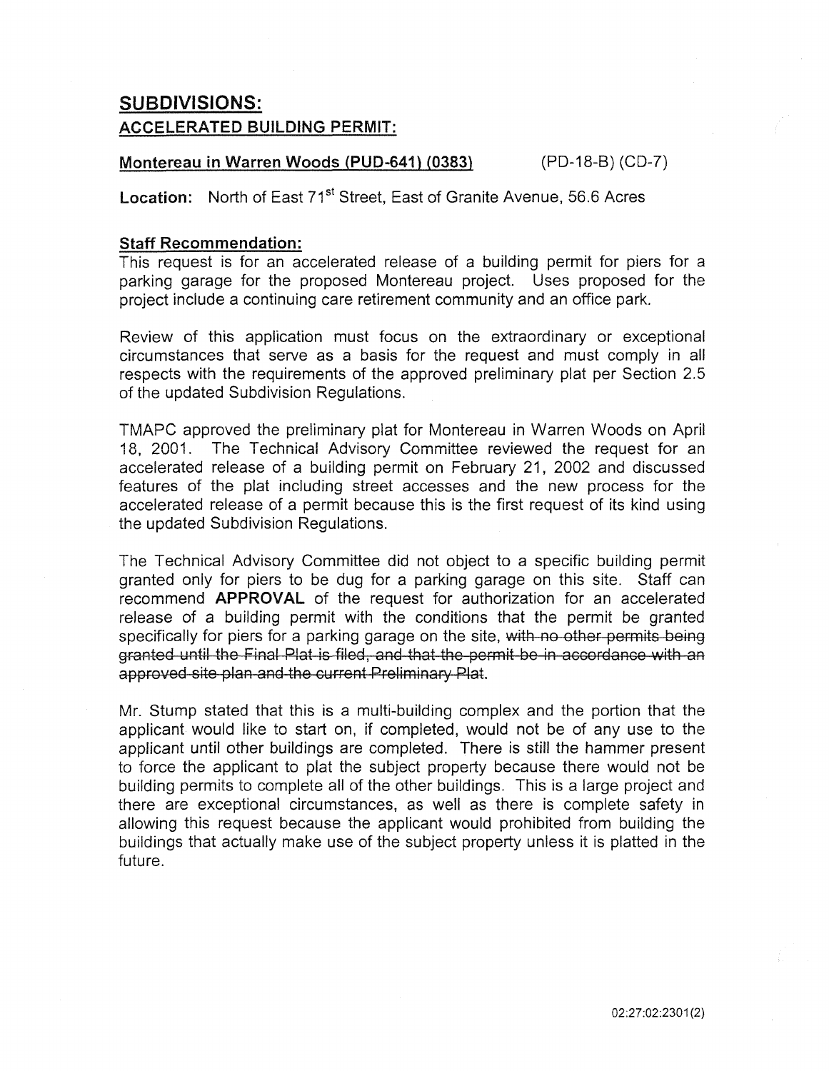## SUBDIVISIONS:

### ACCELERATED BUILDING PERMIT:

**Montereau in Warren Woods (PUD-641) (0383)** (PD-18-B) (CD-7)

**Location:** North of East 71st Street, East of Granite Avenue, 56.6 Acres

**Staff Recommendation:**

This request is for an accelerated release of a building permit for piers for a parking garage for the proposed Montereau project. Uses proposed for the project include a continuing care retirement community and an office park.

Review of this application must focus on the extraordinary or exceptional circumstances that serve as a basis for the request and must comply in all respects with the requirements of the approved preliminary plat per Section 2.5 of the updated Subdivision Regulations.

TMAPC approved the preliminary plat for Montereau in Warren Woods on April 18, 2001. The Technical Advisory Committee reviewed the request for an accelerated release of a building permit on February 21, 2002 and discussed features of the plat including street accesses and the new process for the accelerated release of a permit because this is the first request of its kind using the updated Subdivision Regulations.

The Technical Advisory Committee did not object to a specific building permit granted only for piers to be dug for a parking garage on this site. Staff can recommend **APPROVAL** of the request for authorization for an accelerated release of a building permit with the conditions that the permit be granted specifically for piers for a parking garage on the site, ~~with no other permits being granted until the Final Plat is filed, and that the permit be in accordance with an approved site plan and the current Preliminary Plat~~.

Mr. Stump stated that this is a multi-building complex and the portion that the applicant would like to start on, if completed, would not be of any use to the applicant until other buildings are completed. There is still the hammer present to force the applicant to plat the subject property because there would not be building permits to complete all of the other buildings. This is a large project and there are exceptional circumstances, as well as there is complete safety in allowing this request because the applicant would prohibited from building the buildings that actually make use of the subject property unless it is platted in the future.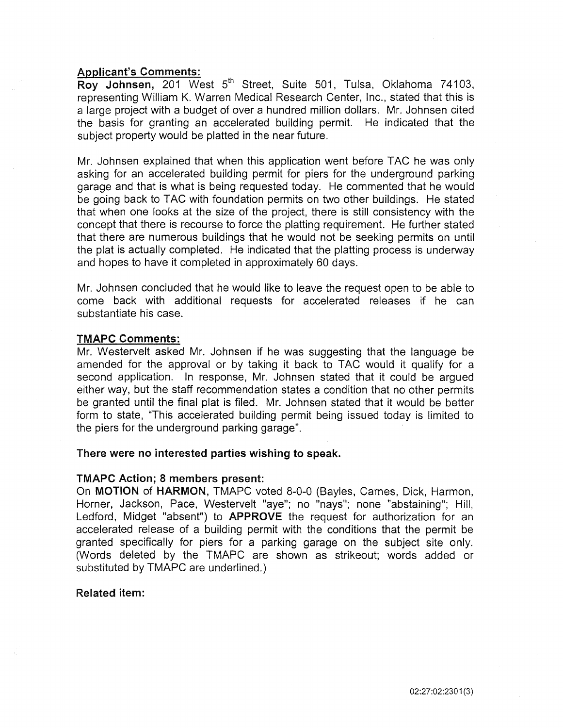**Applicant's Comments:**

**Roy Johnsen,** 201 West 5th Street, Suite 501, Tulsa, Oklahoma 74103, representing William K. Warren Medical Research Center, Inc., stated that this is a large project with a budget of over a hundred million dollars. Mr. Johnsen cited the basis for granting an accelerated building permit. He indicated that the subject property would be platted in the near future.

Mr. Johnsen explained that when this application went before TAC he was only asking for an accelerated building permit for piers for the underground parking garage and that is what is being requested today. He commented that he would be going back to TAC with foundation permits on two other buildings. He stated that when one looks at the size of the project, there is still consistency with the concept that there is recourse to force the platting requirement. He further stated that there are numerous buildings that he would not be seeking permits on until the plat is actually completed. He indicated that the platting process is underway and hopes to have it completed in approximately 60 days.

Mr. Johnsen concluded that he would like to leave the request open to be able to come back with additional requests for accelerated releases if he can substantiate his case.

**TMAPC Comments:**

Mr. Westervelt asked Mr. Johnsen if he was suggesting that the language be amended for the approval or by taking it back to TAC would it qualify for a second application. In response, Mr. Johnsen stated that it could be argued either way, but the staff recommendation states a condition that no other permits be granted until the final plat is filed. Mr. Johnsen stated that it would be better form to state, "This accelerated building permit being issued today is limited to the piers for the underground parking garage".

**There were no interested parties wishing to speak.**

**TMAPC Action; 8 members present:**

On **MOTION** of **HARMON**, TMAPC voted 8-0-0 (Bayles, Carnes, Dick, Harmon, Horner, Jackson, Pace, Westervelt "aye"; no "nays"; none "abstaining"; Hill, Ledford, Midget "absent") to **APPROVE** the request for authorization for an accelerated release of a building permit with the conditions that the permit be granted specifically for piers for a parking garage on the subject site only. (Words deleted by the TMAPC are shown as strikeout; words added or substituted by TMAPC are underlined.)

**Related item:**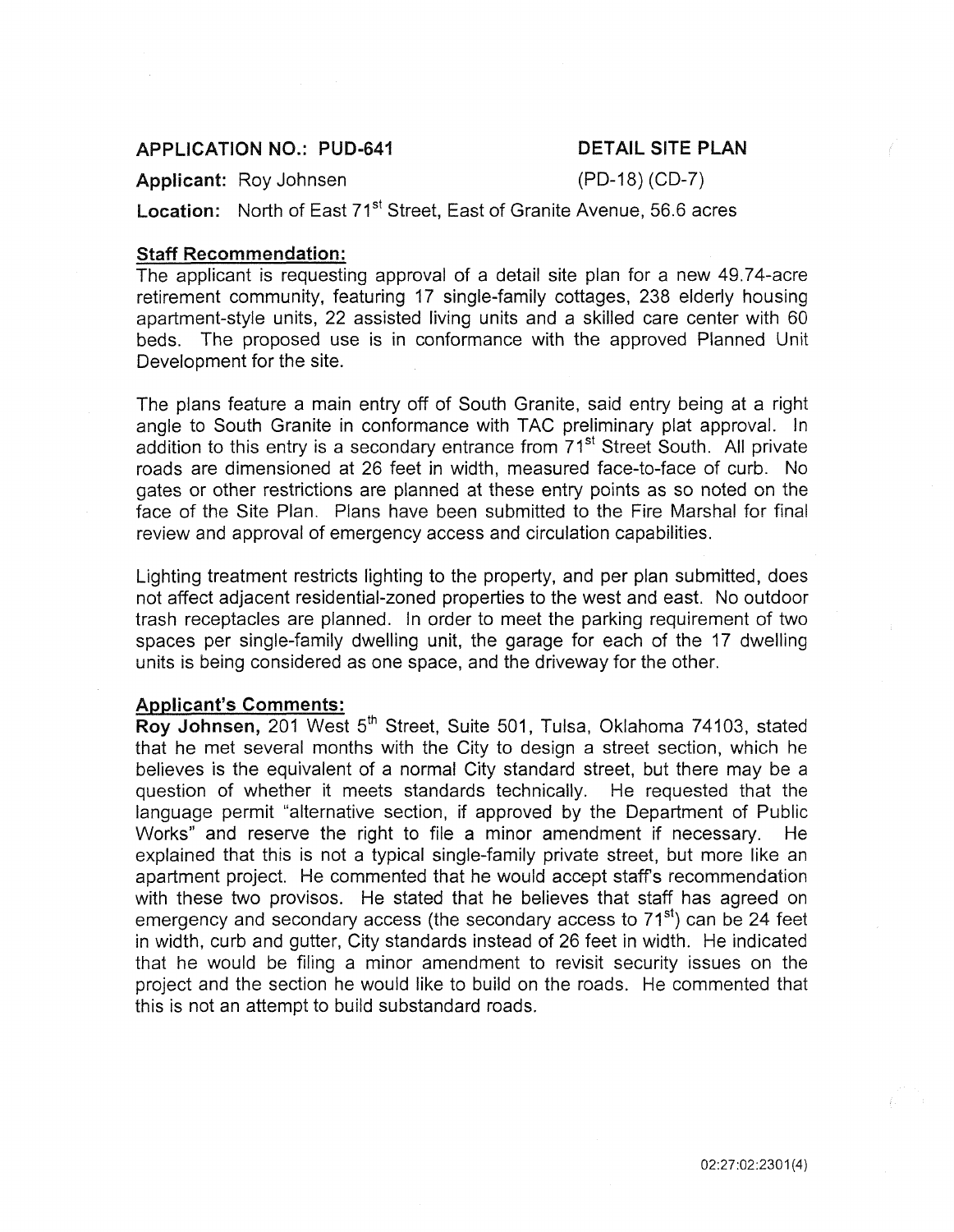**APPLICATION NO.: PUD-641** **DETAIL SITE PLAN**

**Applicant:** Roy Johnsen (PD-18) (CD-7)

**Location:** North of East 71st Street, East of Granite Avenue, 56.6 acres

**Staff Recommendation:**

The applicant is requesting approval of a detail site plan for a new 49.74-acre retirement community, featuring 17 single-family cottages, 238 elderly housing apartment-style units, 22 assisted living units and a skilled care center with 60 beds. The proposed use is in conformance with the approved Planned Unit Development for the site.

The plans feature a main entry off of South Granite, said entry being at a right angle to South Granite in conformance with TAC preliminary plat approval. In addition to this entry is a secondary entrance from 71st Street South. All private roads are dimensioned at 26 feet in width, measured face-to-face of curb. No gates or other restrictions are planned at these entry points as so noted on the face of the Site Plan. Plans have been submitted to the Fire Marshal for final review and approval of emergency access and circulation capabilities.

Lighting treatment restricts lighting to the property, and per plan submitted, does not affect adjacent residential-zoned properties to the west and east. No outdoor trash receptacles are planned. In order to meet the parking requirement of two spaces per single-family dwelling unit, the garage for each of the 17 dwelling units is being considered as one space, and the driveway for the other.

**Applicant's Comments:**

**Roy Johnsen,** 201 West 5th Street, Suite 501, Tulsa, Oklahoma 74103, stated that he met several months with the City to design a street section, which he believes is the equivalent of a normal City standard street, but there may be a question of whether it meets standards technically. He requested that the language permit "alternative section, if approved by the Department of Public Works" and reserve the right to file a minor amendment if necessary. He explained that this is not a typical single-family private street, but more like an apartment project. He commented that he would accept staff's recommendation with these two provisos. He stated that he believes that staff has agreed on emergency and secondary access (the secondary access to 71st) can be 24 feet in width, curb and gutter, City standards instead of 26 feet in width. He indicated that he would be filing a minor amendment to revisit security issues on the project and the section he would like to build on the roads. He commented that this is not an attempt to build substandard roads.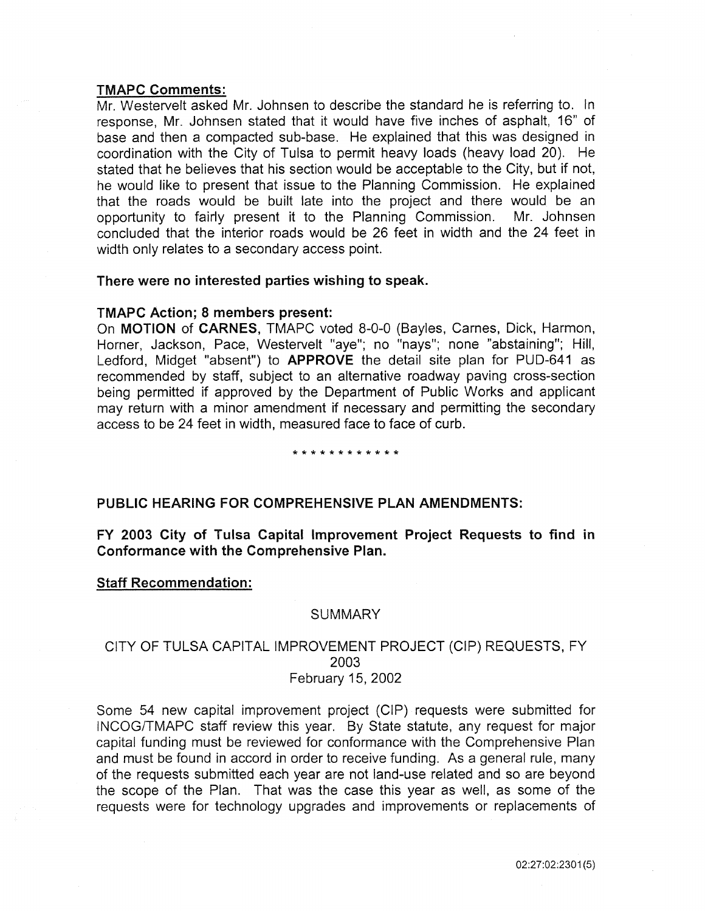**TMAPC Comments:**

Mr. Westervelt asked Mr. Johnsen to describe the standard he is referring to. In response, Mr. Johnsen stated that it would have five inches of asphalt, 16" of base and then a compacted sub-base. He explained that this was designed in coordination with the City of Tulsa to permit heavy loads (heavy load 20). He stated that he believes that his section would be acceptable to the City, but if not, he would like to present that issue to the Planning Commission. He explained that the roads would be built late into the project and there would be an opportunity to fairly present it to the Planning Commission. Mr. Johnsen concluded that the interior roads would be 26 feet in width and the 24 feet in width only relates to a secondary access point.

**There were no interested parties wishing to speak.**

**TMAPC Action; 8 members present:**

On **MOTION** of **CARNES**, TMAPC voted 8-0-0 (Bayles, Carnes, Dick, Harmon, Horner, Jackson, Pace, Westervelt "aye"; no "nays"; none "abstaining"; Hill, Ledford, Midget "absent") to **APPROVE** the detail site plan for PUD-641 as recommended by staff, subject to an alternative roadway paving cross-section being permitted if approved by the Department of Public Works and applicant may return with a minor amendment if necessary and permitting the secondary access to be 24 feet in width, measured face to face of curb.

\* \* \* \* \* \* \* \* \* \* \* \*

**PUBLIC HEARING FOR COMPREHENSIVE PLAN AMENDMENTS:**

**FY 2003 City of Tulsa Capital Improvement Project Requests to find in Conformance with the Comprehensive Plan.**

**Staff Recommendation:**

SUMMARY

CITY OF TULSA CAPITAL IMPROVEMENT PROJECT (CIP) REQUESTS, FY 2003
February 15, 2002

Some 54 new capital improvement project (CIP) requests were submitted for INCOG/TMAPC staff review this year. By State statute, any request for major capital funding must be reviewed for conformance with the Comprehensive Plan and must be found in accord in order to receive funding. As a general rule, many of the requests submitted each year are not land-use related and so are beyond the scope of the Plan. That was the case this year as well, as some of the requests were for technology upgrades and improvements or replacements of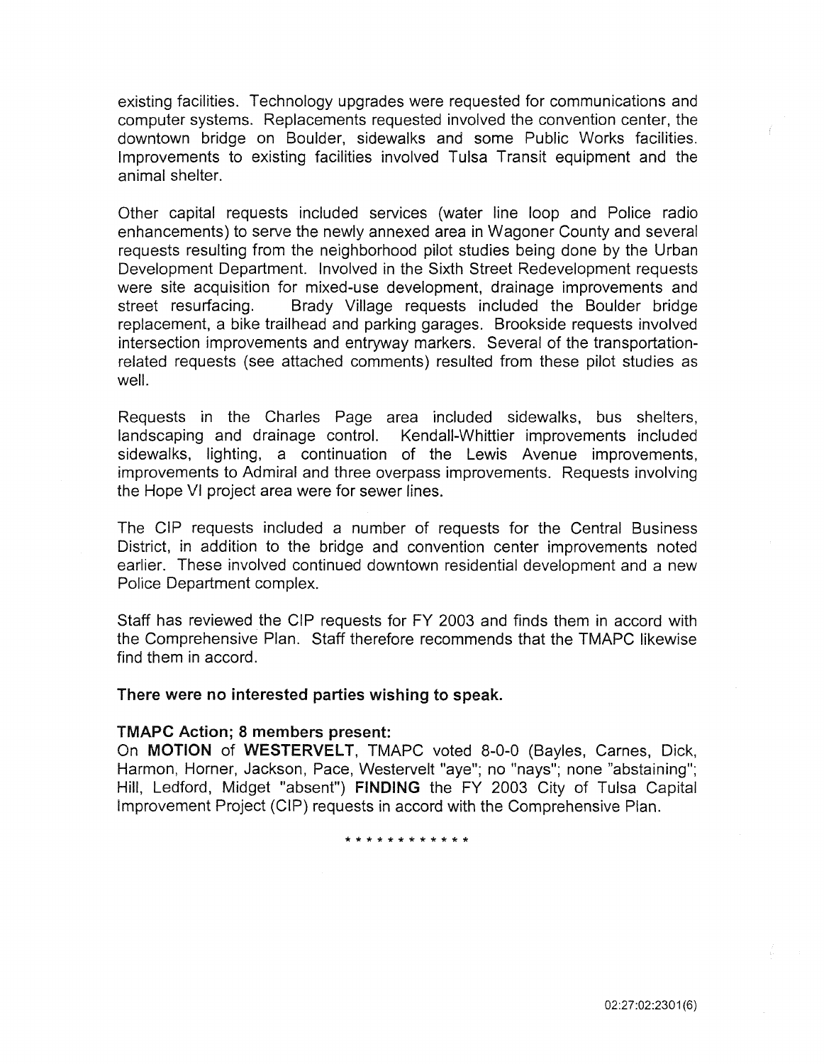existing facilities. Technology upgrades were requested for communications and computer systems. Replacements requested involved the convention center, the downtown bridge on Boulder, sidewalks and some Public Works facilities. Improvements to existing facilities involved Tulsa Transit equipment and the animal shelter.

Other capital requests included services (water line loop and Police radio enhancements) to serve the newly annexed area in Wagoner County and several requests resulting from the neighborhood pilot studies being done by the Urban Development Department. Involved in the Sixth Street Redevelopment requests were site acquisition for mixed-use development, drainage improvements and street resurfacing. Brady Village requests included the Boulder bridge replacement, a bike trailhead and parking garages. Brookside requests involved intersection improvements and entryway markers. Several of the transportation-related requests (see attached comments) resulted from these pilot studies as well.

Requests in the Charles Page area included sidewalks, bus shelters, landscaping and drainage control. Kendall-Whittier improvements included sidewalks, lighting, a continuation of the Lewis Avenue improvements, improvements to Admiral and three overpass improvements. Requests involving the Hope VI project area were for sewer lines.

The CIP requests included a number of requests for the Central Business District, in addition to the bridge and convention center improvements noted earlier. These involved continued downtown residential development and a new Police Department complex.

Staff has reviewed the CIP requests for FY 2003 and finds them in accord with the Comprehensive Plan. Staff therefore recommends that the TMAPC likewise find them in accord.

**There were no interested parties wishing to speak.**

**TMAPC Action; 8 members present:**
On **MOTION** of **WESTERVELT**, TMAPC voted 8-0-0 (Bayles, Carnes, Dick, Harmon, Horner, Jackson, Pace, Westervelt "aye"; no "nays"; none "abstaining"; Hill, Ledford, Midget "absent") **FINDING** the FY 2003 City of Tulsa Capital Improvement Project (CIP) requests in accord with the Comprehensive Plan.

* * * * * * * * * * * *

02:27:02:2301(6)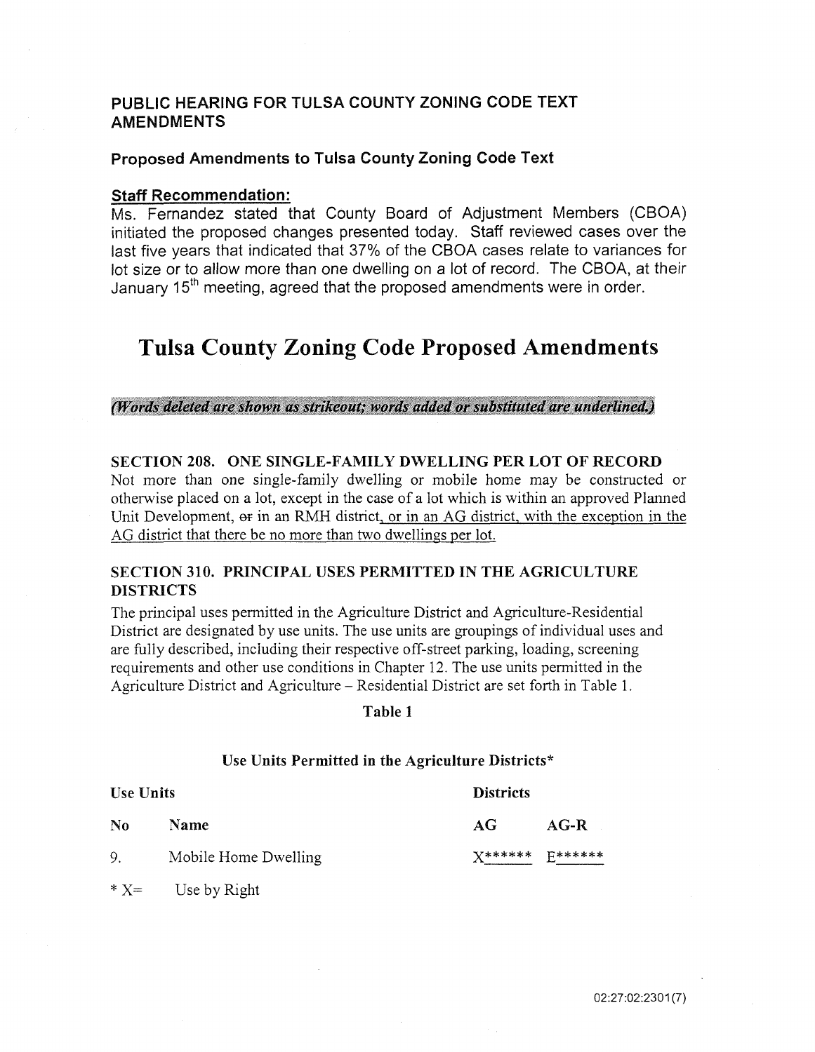## PUBLIC HEARING FOR TULSA COUNTY ZONING CODE TEXT AMENDMENTS

### Proposed Amendments to Tulsa County Zoning Code Text

**Staff Recommendation:**

Ms. Fernandez stated that County Board of Adjustment Members (CBOA) initiated the proposed changes presented today. Staff reviewed cases over the last five years that indicated that 37% of the CBOA cases relate to variances for lot size or to allow more than one dwelling on a lot of record. The CBOA, at their January 15th meeting, agreed that the proposed amendments were in order.

# Tulsa County Zoning Code Proposed Amendments

*(Words deleted are shown as strikeout; words added or substituted are underlined.)*

**SECTION 208. ONE SINGLE-FAMILY DWELLING PER LOT OF RECORD**

Not more than one single-family dwelling or mobile home may be constructed or otherwise placed on a lot, except in the case of a lot which is within an approved Planned Unit Development, ~~or~~ in an RMH district, <u>or in an AG district, with the exception in the AG district that there be no more than two dwellings per lot.</u>

**SECTION 310. PRINCIPAL USES PERMITTED IN THE AGRICULTURE DISTRICTS**

The principal uses permitted in the Agriculture District and Agriculture-Residential District are designated by use units. The use units are groupings of individual uses and are fully described, including their respective off-street parking, loading, screening requirements and other use conditions in Chapter 12. The use units permitted in the Agriculture District and Agriculture – Residential District are set forth in Table 1.

**Table 1**

**Use Units Permitted in the Agriculture Districts***

| Use Units | | Districts | |
|---|---|---|---|
| **No** | **Name** | **AG** | **AG-R** |
| 9. | Mobile Home Dwelling | <u>X******</u> | <u>E******</u> |

* X= Use by Right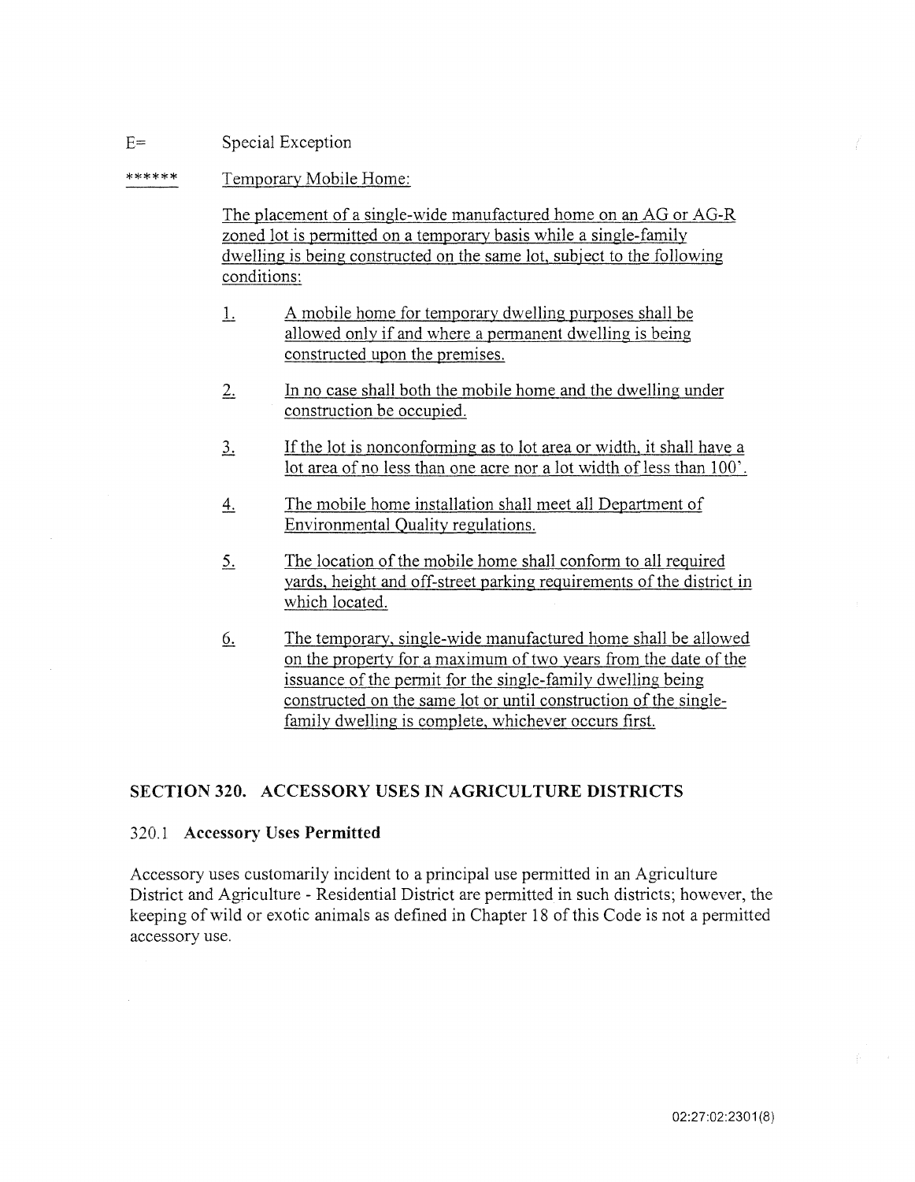E= Special Exception

****** Temporary Mobile Home:

The placement of a single-wide manufactured home on an AG or AG-R zoned lot is permitted on a temporary basis while a single-family dwelling is being constructed on the same lot, subject to the following conditions:

1. A mobile home for temporary dwelling purposes shall be allowed only if and where a permanent dwelling is being constructed upon the premises.

2. In no case shall both the mobile home and the dwelling under construction be occupied.

3. If the lot is nonconforming as to lot area or width, it shall have a lot area of no less than one acre nor a lot width of less than 100'.

4. The mobile home installation shall meet all Department of Environmental Quality regulations.

5. The location of the mobile home shall conform to all required yards, height and off-street parking requirements of the district in which located.

6. The temporary, single-wide manufactured home shall be allowed on the property for a maximum of two years from the date of the issuance of the permit for the single-family dwelling being constructed on the same lot or until construction of the single-family dwelling is complete, whichever occurs first.

## SECTION 320. ACCESSORY USES IN AGRICULTURE DISTRICTS

### 320.1 Accessory Uses Permitted

Accessory uses customarily incident to a principal use permitted in an Agriculture District and Agriculture - Residential District are permitted in such districts; however, the keeping of wild or exotic animals as defined in Chapter 18 of this Code is not a permitted accessory use.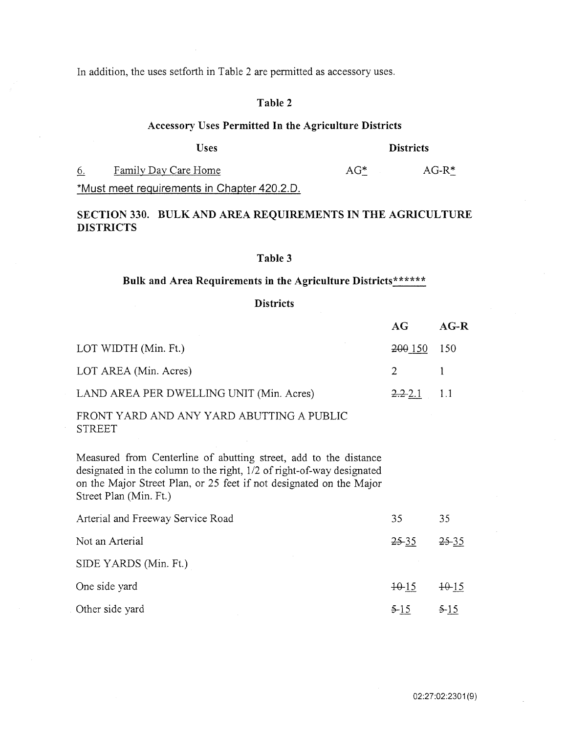In addition, the uses setforth in Table 2 are permitted as accessory uses.

**Table 2**

**Accessory Uses Permitted In the Agriculture Districts**

| Uses | Districts | |
|---|---|---|
| 6. Family Day Care Home | AG* | AG-R* |

*Must meet requirements in Chapter 420.2.D.

## SECTION 330. BULK AND AREA REQUIREMENTS IN THE AGRICULTURE DISTRICTS

**Table 3**

**Bulk and Area Requirements in the Agriculture Districts******

**Districts**

| | AG | AG-R |
|---|---|---|
| LOT WIDTH (Min. Ft.) | ~~200~~ 150 | 150 |
| LOT AREA (Min. Acres) | 2 | 1 |
| LAND AREA PER DWELLING UNIT (Min. Acres) | ~~2.2~~ 2.1 | 1.1 |
| FRONT YARD AND ANY YARD ABUTTING A PUBLIC STREET | | |
| Measured from Centerline of abutting street, add to the distance designated in the column to the right, 1/2 of right-of-way designated on the Major Street Plan, or 25 feet if not designated on the Major Street Plan (Min. Ft.) | | |
| Arterial and Freeway Service Road | 35 | 35 |
| Not an Arterial | ~~25~~ 35 | ~~25~~ 35 |
| SIDE YARDS (Min. Ft.) | | |
| One side yard | ~~10~~ 15 | ~~10~~ 15 |
| Other side yard | ~~5~~ 15 | ~~5~~ 15 |

02:27:02:2301(9)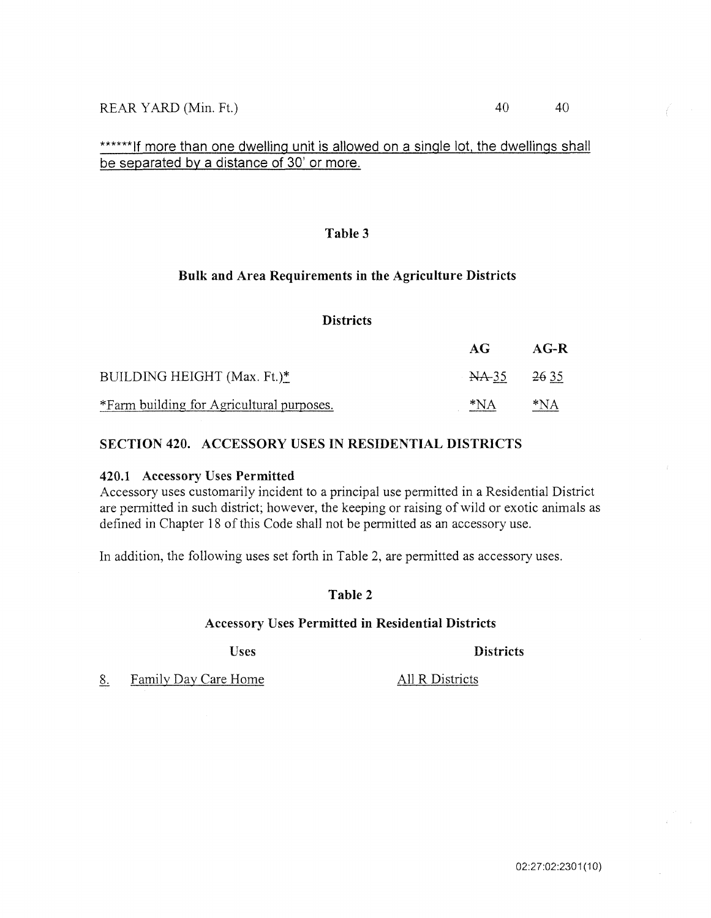| | | |
|---|---|---|
| REAR YARD (Min. Ft.) | 40 | 40 |

<u>******If more than one dwelling unit is allowed on a single lot, the dwellings shall be separated by a distance of 30' or more.</u>

### Table 3

### Bulk and Area Requirements in the Agriculture Districts

**Districts**

| | AG | AG-R |
|---|---|---|
| BUILDING HEIGHT (Max. Ft.)<u>*</u> | ~~NA~~ <u>35</u> | ~~26~~ <u>35</u> |
| <u>*Farm building for Agricultural purposes.</u> | <u>*NA</u> | <u>*NA</u> |

## SECTION 420. ACCESSORY USES IN RESIDENTIAL DISTRICTS

### 420.1 Accessory Uses Permitted

Accessory uses customarily incident to a principal use permitted in a Residential District are permitted in such district; however, the keeping or raising of wild or exotic animals as defined in Chapter 18 of this Code shall not be permitted as an accessory use.

In addition, the following uses set forth in Table 2, are permitted as accessory uses.

### Table 2

### Accessory Uses Permitted in Residential Districts

| Uses | Districts |
|---|---|
| <u>8.</u> <u>Family Day Care Home</u> | <u>All R Districts</u> |

02:27:02:2301(10)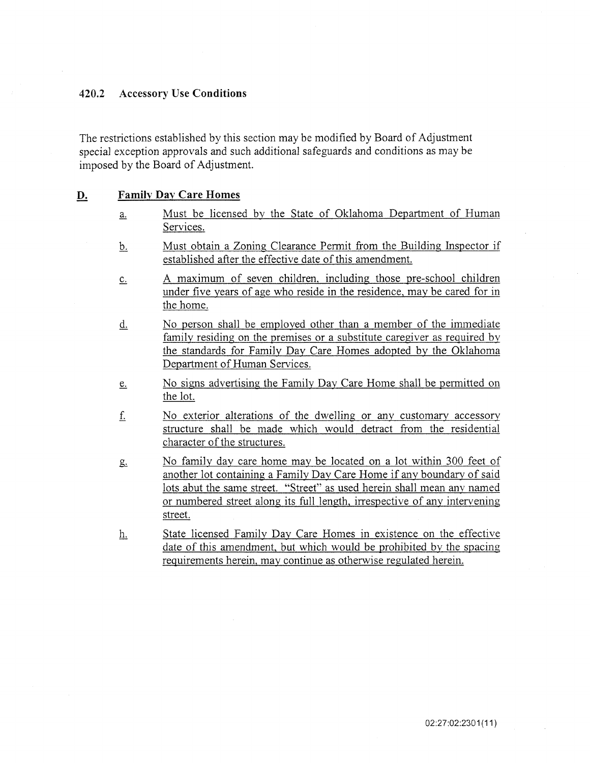## 420.2 Accessory Use Conditions

The restrictions established by this section may be modified by Board of Adjustment special exception approvals and such additional safeguards and conditions as may be imposed by the Board of Adjustment.

### D. Family Day Care Homes

a. Must be licensed by the State of Oklahoma Department of Human Services.

b. Must obtain a Zoning Clearance Permit from the Building Inspector if established after the effective date of this amendment.

c. A maximum of seven children, including those pre-school children under five years of age who reside in the residence, may be cared for in the home.

d. No person shall be employed other than a member of the immediate family residing on the premises or a substitute caregiver as required by the standards for Family Day Care Homes adopted by the Oklahoma Department of Human Services.

e. No signs advertising the Family Day Care Home shall be permitted on the lot.

f. No exterior alterations of the dwelling or any customary accessory structure shall be made which would detract from the residential character of the structures.

g. No family day care home may be located on a lot within 300 feet of another lot containing a Family Day Care Home if any boundary of said lots abut the same street. "Street" as used herein shall mean any named or numbered street along its full length, irrespective of any intervening street.

h. State licensed Family Day Care Homes in existence on the effective date of this amendment, but which would be prohibited by the spacing requirements herein, may continue as otherwise regulated herein.

02:27:02:2301(11)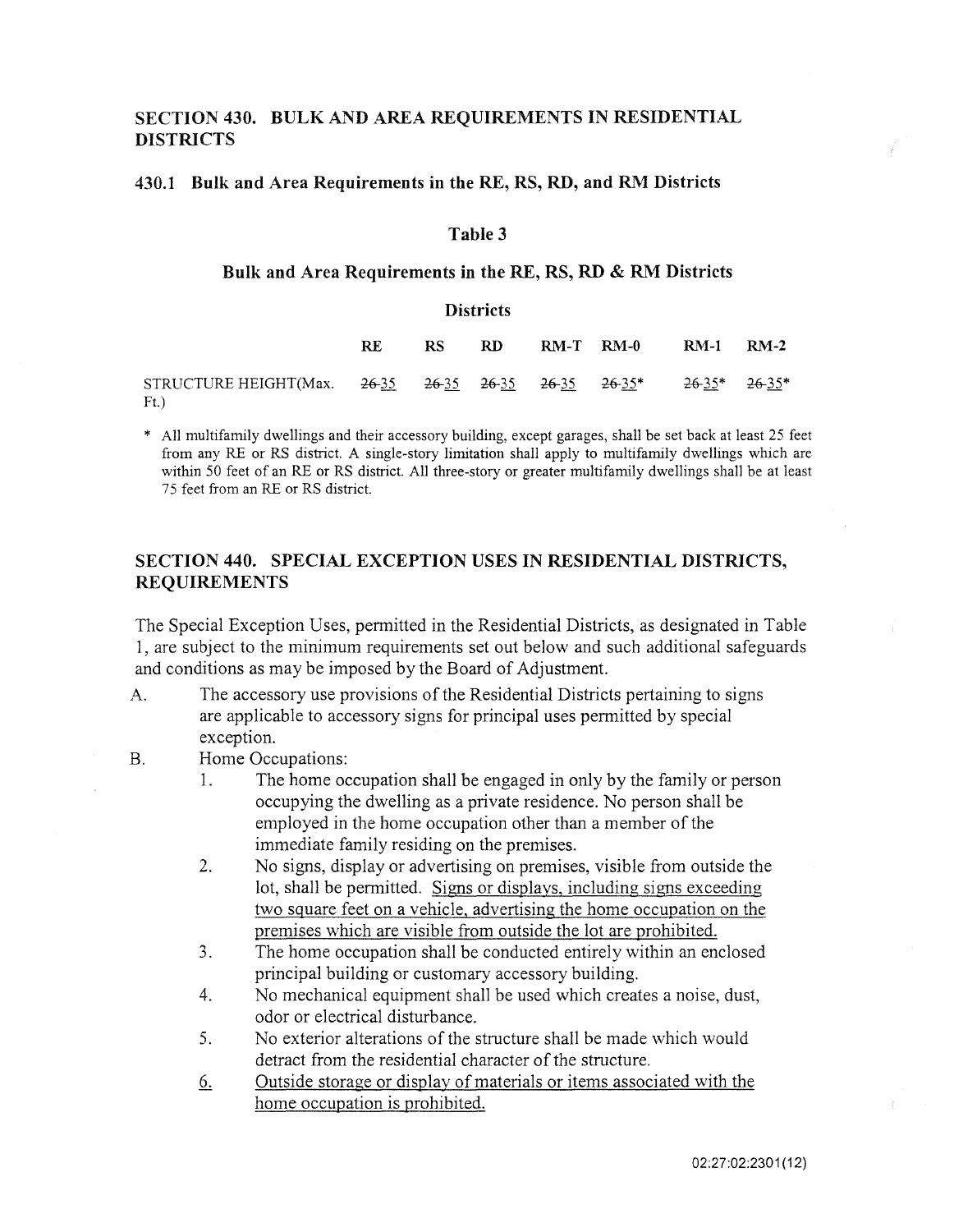## SECTION 430. BULK AND AREA REQUIREMENTS IN RESIDENTIAL DISTRICTS

### 430.1 Bulk and Area Requirements in the RE, RS, RD, and RM Districts

**Table 3**

**Bulk and Area Requirements in the RE, RS, RD & RM Districts**

| | Districts | | | | | | |
|---|---|---|---|---|---|---|---|
| | RE | RS | RD | RM-T | RM-0 | RM-1 | RM-2 |
| STRUCTURE HEIGHT(Max. Ft.) | ~~26~~ 35 | ~~26~~ 35 | ~~26~~ 35 | ~~26~~ 35 | ~~26~~ 35* | ~~26~~ 35* | ~~26~~ 35* |

\* All multifamily dwellings and their accessory building, except garages, shall be set back at least 25 feet from any RE or RS district. A single-story limitation shall apply to multifamily dwellings which are within 50 feet of an RE or RS district. All three-story or greater multifamily dwellings shall be at least 75 feet from an RE or RS district.

## SECTION 440. SPECIAL EXCEPTION USES IN RESIDENTIAL DISTRICTS, REQUIREMENTS

The Special Exception Uses, permitted in the Residential Districts, as designated in Table 1, are subject to the minimum requirements set out below and such additional safeguards and conditions as may be imposed by the Board of Adjustment.

A. The accessory use provisions of the Residential Districts pertaining to signs are applicable to accessory signs for principal uses permitted by special exception.

B. Home Occupations:

1. The home occupation shall be engaged in only by the family or person occupying the dwelling as a private residence. No person shall be employed in the home occupation other than a member of the immediate family residing on the premises.
2. No signs, display or advertising on premises, visible from outside the lot, shall be permitted. <u>Signs or displays, including signs exceeding two square feet on a vehicle, advertising the home occupation on the premises which are visible from outside the lot are prohibited.</u>
3. The home occupation shall be conducted entirely within an enclosed principal building or customary accessory building.
4. No mechanical equipment shall be used which creates a noise, dust, odor or electrical disturbance.
5. No exterior alterations of the structure shall be made which would detract from the residential character of the structure.
6. <u>Outside storage or display of materials or items associated with the home occupation is prohibited.</u>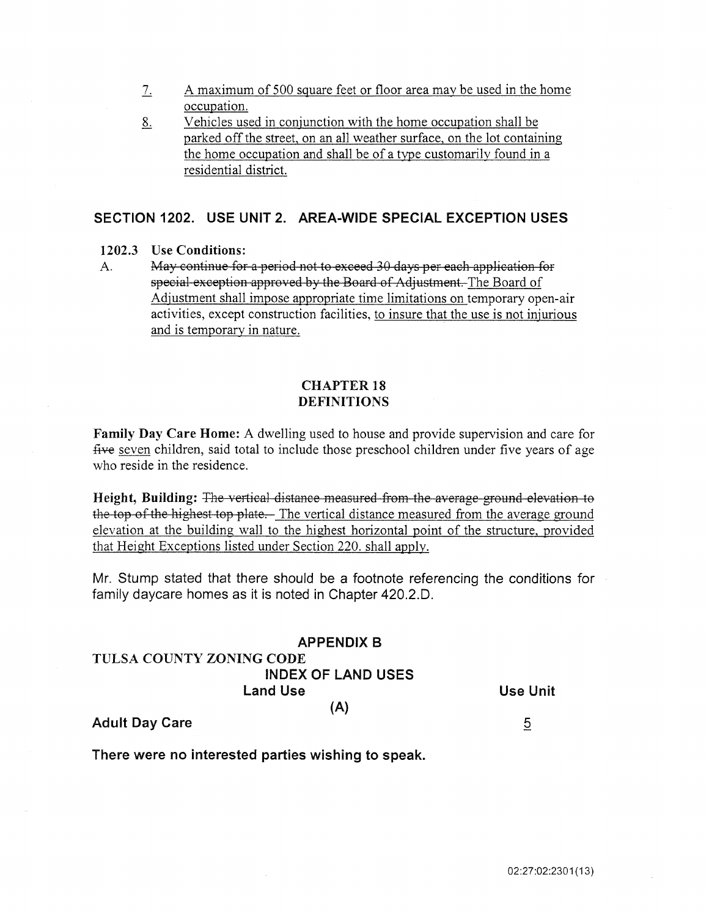7. A maximum of 500 square feet or floor area may be used in the home occupation.
8. Vehicles used in conjunction with the home occupation shall be parked off the street, on an all weather surface, on the lot containing the home occupation and shall be of a type customarily found in a residential district.

## SECTION 1202. USE UNIT 2. AREA-WIDE SPECIAL EXCEPTION USES

**1202.3 Use Conditions:**

A. ~~May continue for a period not to exceed 30 days per each application for special exception approved by the Board of Adjustment.~~ The Board of Adjustment shall impose appropriate time limitations on temporary open-air activities, except construction facilities, to insure that the use is not injurious and is temporary in nature.

## CHAPTER 18
## DEFINITIONS

**Family Day Care Home:** A dwelling used to house and provide supervision and care for ~~five~~ seven children, said total to include those preschool children under five years of age who reside in the residence.

**Height, Building:** ~~The vertical distance measured from the average ground elevation to the top of the highest top plate.~~ The vertical distance measured from the average ground elevation at the building wall to the highest horizontal point of the structure, provided that Height Exceptions listed under Section 220. shall apply.

Mr. Stump stated that there should be a footnote referencing the conditions for family daycare homes as it is noted in Chapter 420.2.D.

## APPENDIX B
**TULSA COUNTY ZONING CODE**
**INDEX OF LAND USES**

| Land Use | Use Unit |
|---|---|
| **(A)** | |
| **Adult Day Care** | 5 |

**There were no interested parties wishing to speak.**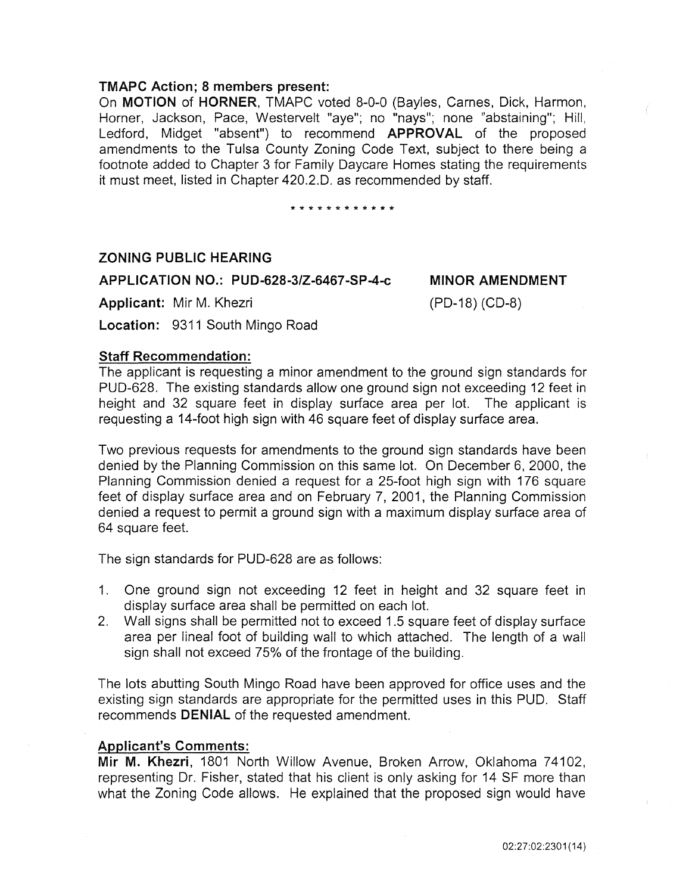**TMAPC Action; 8 members present:**

On **MOTION** of **HORNER**, TMAPC voted 8-0-0 (Bayles, Carnes, Dick, Harmon, Horner, Jackson, Pace, Westervelt "aye"; no "nays"; none "abstaining"; Hill, Ledford, Midget "absent") to recommend **APPROVAL** of the proposed amendments to the Tulsa County Zoning Code Text, subject to there being a footnote added to Chapter 3 for Family Daycare Homes stating the requirements it must meet, listed in Chapter 420.2.D. as recommended by staff.

\* \* \* \* \* \* \* \* \* \* \* \*

## ZONING PUBLIC HEARING

**APPLICATION NO.: PUD-628-3/Z-6467-SP-4-c** **MINOR AMENDMENT**

**Applicant:** Mir M. Khezri (PD-18) (CD-8)

**Location:** 9311 South Mingo Road

**Staff Recommendation:**

The applicant is requesting a minor amendment to the ground sign standards for PUD-628. The existing standards allow one ground sign not exceeding 12 feet in height and 32 square feet in display surface area per lot. The applicant is requesting a 14-foot high sign with 46 square feet of display surface area.

Two previous requests for amendments to the ground sign standards have been denied by the Planning Commission on this same lot. On December 6, 2000, the Planning Commission denied a request for a 25-foot high sign with 176 square feet of display surface area and on February 7, 2001, the Planning Commission denied a request to permit a ground sign with a maximum display surface area of 64 square feet.

The sign standards for PUD-628 are as follows:

1. One ground sign not exceeding 12 feet in height and 32 square feet in display surface area shall be permitted on each lot.
2. Wall signs shall be permitted not to exceed 1.5 square feet of display surface area per lineal foot of building wall to which attached. The length of a wall sign shall not exceed 75% of the frontage of the building.

The lots abutting South Mingo Road have been approved for office uses and the existing sign standards are appropriate for the permitted uses in this PUD. Staff recommends **DENIAL** of the requested amendment.

**Applicant's Comments:**

**Mir M. Khezri**, 1801 North Willow Avenue, Broken Arrow, Oklahoma 74102, representing Dr. Fisher, stated that his client is only asking for 14 SF more than what the Zoning Code allows. He explained that the proposed sign would have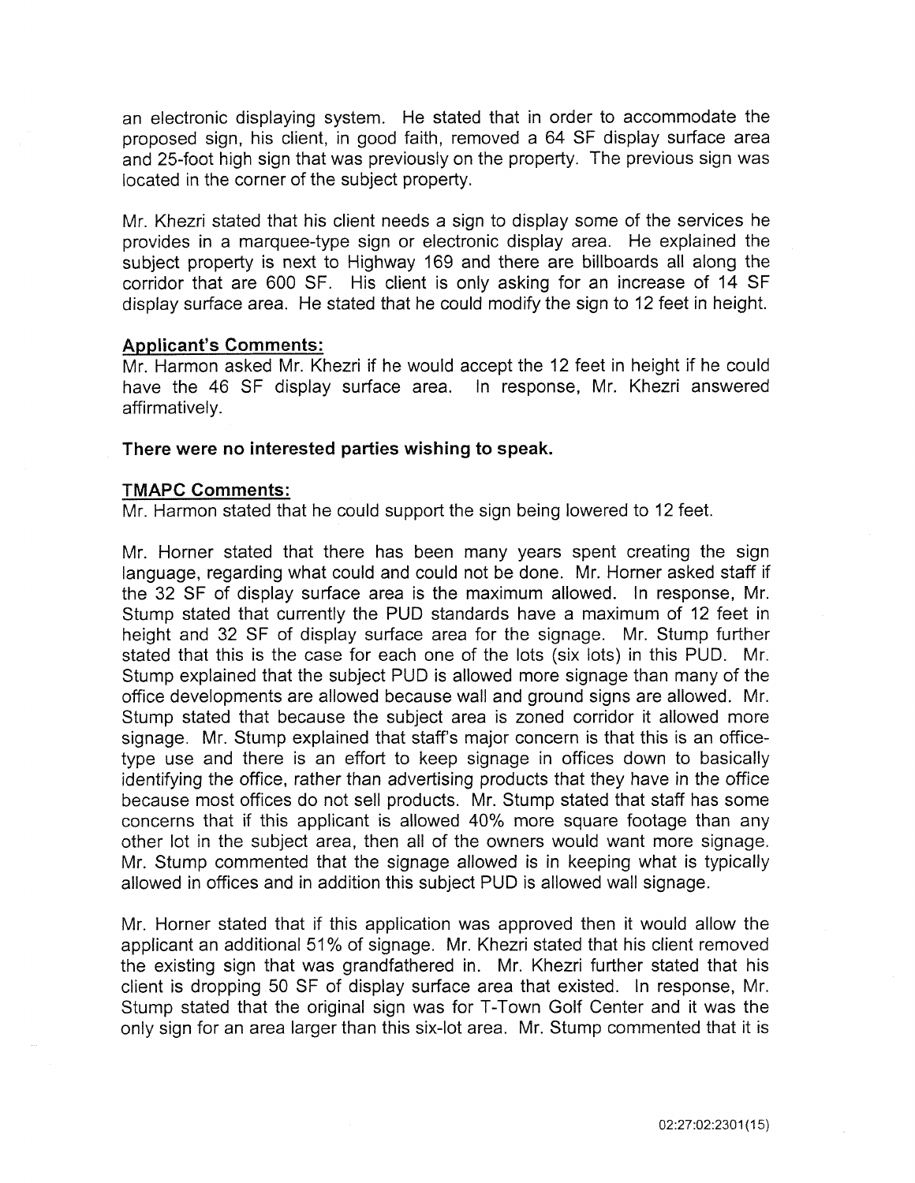an electronic displaying system. He stated that in order to accommodate the proposed sign, his client, in good faith, removed a 64 SF display surface area and 25-foot high sign that was previously on the property. The previous sign was located in the corner of the subject property.

Mr. Khezri stated that his client needs a sign to display some of the services he provides in a marquee-type sign or electronic display area. He explained the subject property is next to Highway 169 and there are billboards all along the corridor that are 600 SF. His client is only asking for an increase of 14 SF display surface area. He stated that he could modify the sign to 12 feet in height.

**Applicant's Comments:**

Mr. Harmon asked Mr. Khezri if he would accept the 12 feet in height if he could have the 46 SF display surface area. In response, Mr. Khezri answered affirmatively.

**There were no interested parties wishing to speak.**

**TMAPC Comments:**

Mr. Harmon stated that he could support the sign being lowered to 12 feet.

Mr. Horner stated that there has been many years spent creating the sign language, regarding what could and could not be done. Mr. Horner asked staff if the 32 SF of display surface area is the maximum allowed. In response, Mr. Stump stated that currently the PUD standards have a maximum of 12 feet in height and 32 SF of display surface area for the signage. Mr. Stump further stated that this is the case for each one of the lots (six lots) in this PUD. Mr. Stump explained that the subject PUD is allowed more signage than many of the office developments are allowed because wall and ground signs are allowed. Mr. Stump stated that because the subject area is zoned corridor it allowed more signage. Mr. Stump explained that staff's major concern is that this is an office-type use and there is an effort to keep signage in offices down to basically identifying the office, rather than advertising products that they have in the office because most offices do not sell products. Mr. Stump stated that staff has some concerns that if this applicant is allowed 40% more square footage than any other lot in the subject area, then all of the owners would want more signage. Mr. Stump commented that the signage allowed is in keeping what is typically allowed in offices and in addition this subject PUD is allowed wall signage.

Mr. Horner stated that if this application was approved then it would allow the applicant an additional 51% of signage. Mr. Khezri stated that his client removed the existing sign that was grandfathered in. Mr. Khezri further stated that his client is dropping 50 SF of display surface area that existed. In response, Mr. Stump stated that the original sign was for T-Town Golf Center and it was the only sign for an area larger than this six-lot area. Mr. Stump commented that it is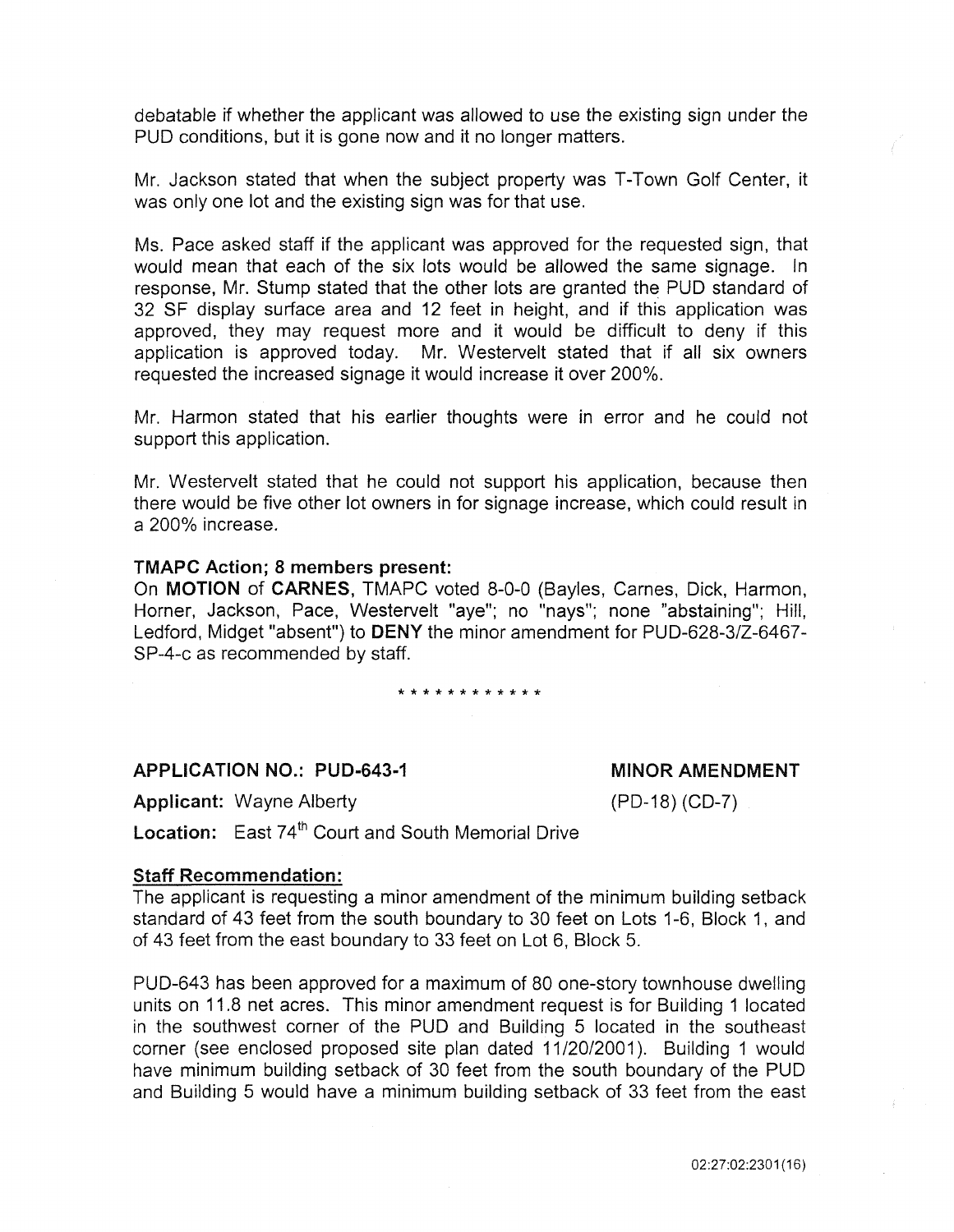debatable if whether the applicant was allowed to use the existing sign under the PUD conditions, but it is gone now and it no longer matters.

Mr. Jackson stated that when the subject property was T-Town Golf Center, it was only one lot and the existing sign was for that use.

Ms. Pace asked staff if the applicant was approved for the requested sign, that would mean that each of the six lots would be allowed the same signage. In response, Mr. Stump stated that the other lots are granted the PUD standard of 32 SF display surface area and 12 feet in height, and if this application was approved, they may request more and it would be difficult to deny if this application is approved today. Mr. Westervelt stated that if all six owners requested the increased signage it would increase it over 200%.

Mr. Harmon stated that his earlier thoughts were in error and he could not support this application.

Mr. Westervelt stated that he could not support his application, because then there would be five other lot owners in for signage increase, which could result in a 200% increase.

**TMAPC Action; 8 members present:**

On **MOTION** of **CARNES**, TMAPC voted 8-0-0 (Bayles, Carnes, Dick, Harmon, Horner, Jackson, Pace, Westervelt "aye"; no "nays"; none "abstaining"; Hill, Ledford, Midget "absent") to **DENY** the minor amendment for PUD-628-3/Z-6467-SP-4-c as recommended by staff.

* * * * * * * * * * * *

**APPLICATION NO.: PUD-643-1** **MINOR AMENDMENT**

**Applicant:** Wayne Alberty (PD-18) (CD-7)

**Location:** East 74th Court and South Memorial Drive

**Staff Recommendation:**

The applicant is requesting a minor amendment of the minimum building setback standard of 43 feet from the south boundary to 30 feet on Lots 1-6, Block 1, and of 43 feet from the east boundary to 33 feet on Lot 6, Block 5.

PUD-643 has been approved for a maximum of 80 one-story townhouse dwelling units on 11.8 net acres. This minor amendment request is for Building 1 located in the southwest corner of the PUD and Building 5 located in the southeast corner (see enclosed proposed site plan dated 11/20/2001). Building 1 would have minimum building setback of 30 feet from the south boundary of the PUD and Building 5 would have a minimum building setback of 33 feet from the east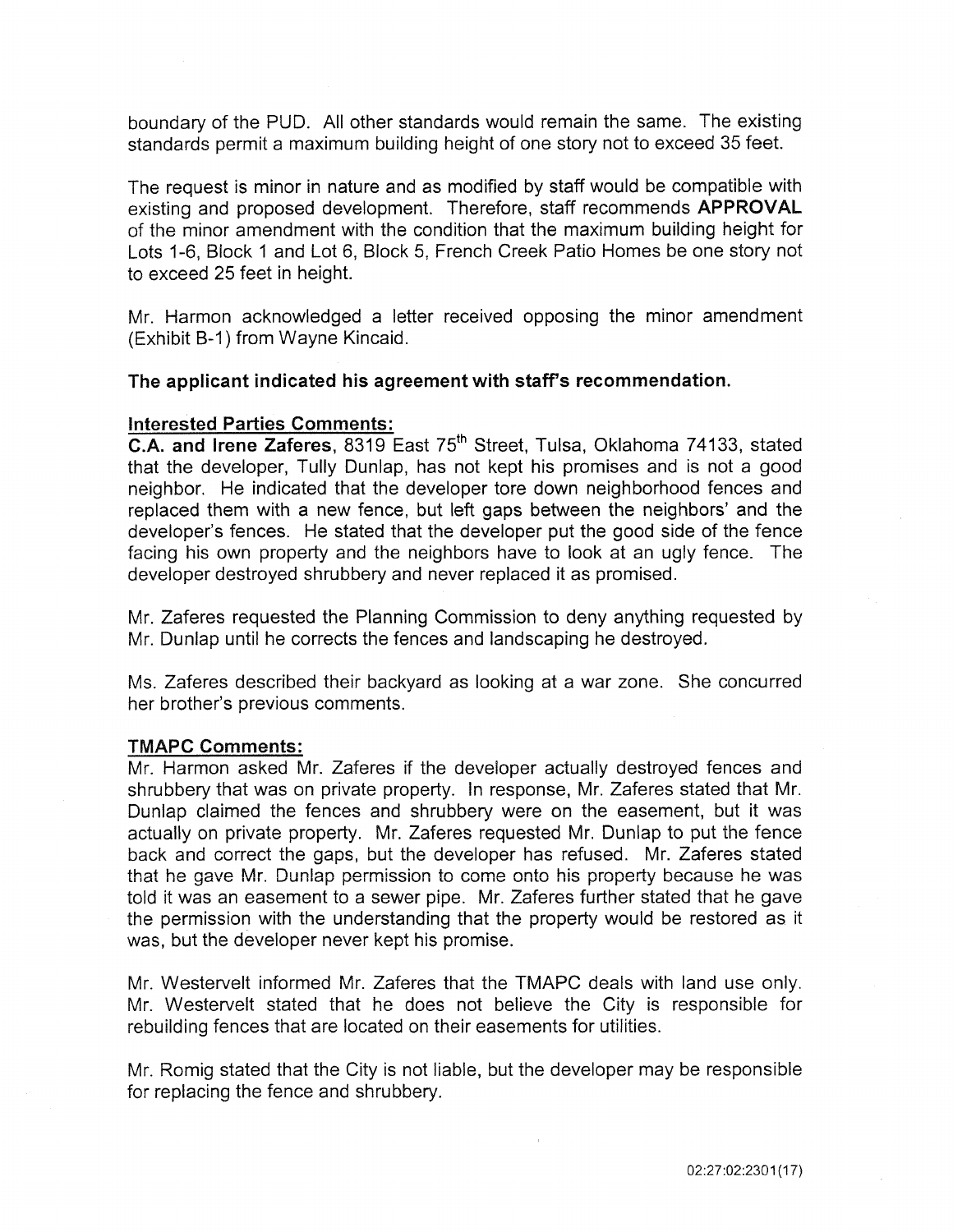boundary of the PUD. All other standards would remain the same. The existing standards permit a maximum building height of one story not to exceed 35 feet.

The request is minor in nature and as modified by staff would be compatible with existing and proposed development. Therefore, staff recommends **APPROVAL** of the minor amendment with the condition that the maximum building height for Lots 1-6, Block 1 and Lot 6, Block 5, French Creek Patio Homes be one story not to exceed 25 feet in height.

Mr. Harmon acknowledged a letter received opposing the minor amendment (Exhibit B-1) from Wayne Kincaid.

**The applicant indicated his agreement with staff's recommendation.**

**Interested Parties Comments:**

**C.A. and Irene Zaferes**, 8319 East 75th Street, Tulsa, Oklahoma 74133, stated that the developer, Tully Dunlap, has not kept his promises and is not a good neighbor. He indicated that the developer tore down neighborhood fences and replaced them with a new fence, but left gaps between the neighbors' and the developer's fences. He stated that the developer put the good side of the fence facing his own property and the neighbors have to look at an ugly fence. The developer destroyed shrubbery and never replaced it as promised.

Mr. Zaferes requested the Planning Commission to deny anything requested by Mr. Dunlap until he corrects the fences and landscaping he destroyed.

Ms. Zaferes described their backyard as looking at a war zone. She concurred her brother's previous comments.

**TMAPC Comments:**

Mr. Harmon asked Mr. Zaferes if the developer actually destroyed fences and shrubbery that was on private property. In response, Mr. Zaferes stated that Mr. Dunlap claimed the fences and shrubbery were on the easement, but it was actually on private property. Mr. Zaferes requested Mr. Dunlap to put the fence back and correct the gaps, but the developer has refused. Mr. Zaferes stated that he gave Mr. Dunlap permission to come onto his property because he was told it was an easement to a sewer pipe. Mr. Zaferes further stated that he gave the permission with the understanding that the property would be restored as it was, but the developer never kept his promise.

Mr. Westervelt informed Mr. Zaferes that the TMAPC deals with land use only. Mr. Westervelt stated that he does not believe the City is responsible for rebuilding fences that are located on their easements for utilities.

Mr. Romig stated that the City is not liable, but the developer may be responsible for replacing the fence and shrubbery.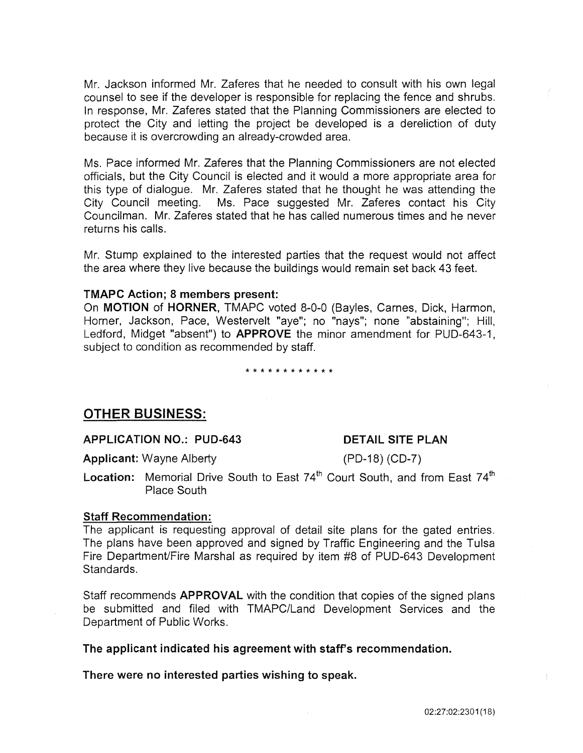Mr. Jackson informed Mr. Zaferes that he needed to consult with his own legal counsel to see if the developer is responsible for replacing the fence and shrubs. In response, Mr. Zaferes stated that the Planning Commissioners are elected to protect the City and letting the project be developed is a dereliction of duty because it is overcrowding an already-crowded area.

Ms. Pace informed Mr. Zaferes that the Planning Commissioners are not elected officials, but the City Council is elected and it would a more appropriate area for this type of dialogue. Mr. Zaferes stated that he thought he was attending the City Council meeting. Ms. Pace suggested Mr. Zaferes contact his City Councilman. Mr. Zaferes stated that he has called numerous times and he never returns his calls.

Mr. Stump explained to the interested parties that the request would not affect the area where they live because the buildings would remain set back 43 feet.

**TMAPC Action; 8 members present:**

On **MOTION** of **HORNER,** TMAPC voted 8-0-0 (Bayles, Carnes, Dick, Harmon, Horner, Jackson, Pace, Westervelt "aye"; no "nays"; none "abstaining"; Hill, Ledford, Midget "absent") to **APPROVE** the minor amendment for PUD-643-1, subject to condition as recommended by staff.

\* \* \* \* \* \* \* \* \* \* \* \*

## OTHER BUSINESS:

**APPLICATION NO.: PUD-643** **DETAIL SITE PLAN**

**Applicant:** Wayne Alberty (PD-18) (CD-7)

**Location:** Memorial Drive South to East 74th Court South, and from East 74th Place South

**Staff Recommendation:**

The applicant is requesting approval of detail site plans for the gated entries. The plans have been approved and signed by Traffic Engineering and the Tulsa Fire Department/Fire Marshal as required by item #8 of PUD-643 Development Standards.

Staff recommends **APPROVAL** with the condition that copies of the signed plans be submitted and filed with TMAPC/Land Development Services and the Department of Public Works.

**The applicant indicated his agreement with staff's recommendation.**

**There were no interested parties wishing to speak.**

02:27:02:2301(18)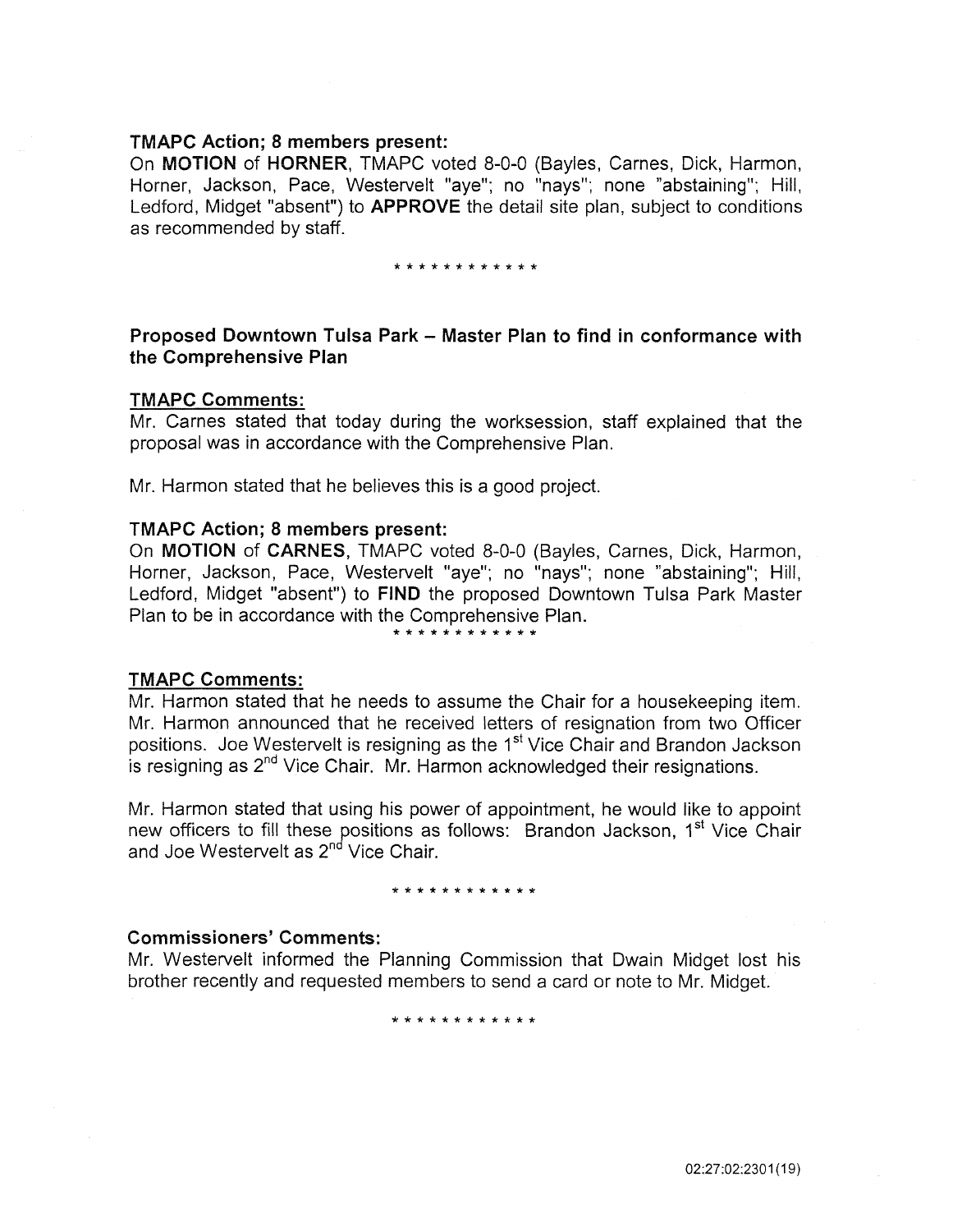**TMAPC Action; 8 members present:**
On **MOTION** of **HORNER**, TMAPC voted 8-0-0 (Bayles, Carnes, Dick, Harmon, Horner, Jackson, Pace, Westervelt "aye"; no "nays"; none "abstaining"; Hill, Ledford, Midget "absent") to **APPROVE** the detail site plan, subject to conditions as recommended by staff.

\* \* \* \* \* \* \* \* \* \* \* \*

**Proposed Downtown Tulsa Park – Master Plan to find in conformance with the Comprehensive Plan**

**TMAPC Comments:**
Mr. Carnes stated that today during the worksession, staff explained that the proposal was in accordance with the Comprehensive Plan.

Mr. Harmon stated that he believes this is a good project.

**TMAPC Action; 8 members present:**
On **MOTION** of **CARNES**, TMAPC voted 8-0-0 (Bayles, Carnes, Dick, Harmon, Horner, Jackson, Pace, Westervelt "aye"; no "nays"; none "abstaining"; Hill, Ledford, Midget "absent") to **FIND** the proposed Downtown Tulsa Park Master Plan to be in accordance with the Comprehensive Plan.

\* \* \* \* \* \* \* \* \* \* \* \*

**TMAPC Comments:**
Mr. Harmon stated that he needs to assume the Chair for a housekeeping item. Mr. Harmon announced that he received letters of resignation from two Officer positions. Joe Westervelt is resigning as the 1st Vice Chair and Brandon Jackson is resigning as 2nd Vice Chair. Mr. Harmon acknowledged their resignations.

Mr. Harmon stated that using his power of appointment, he would like to appoint new officers to fill these positions as follows: Brandon Jackson, 1st Vice Chair and Joe Westervelt as 2nd Vice Chair.

\* \* \* \* \* \* \* \* \* \* \* \*

**Commissioners' Comments:**
Mr. Westervelt informed the Planning Commission that Dwain Midget lost his brother recently and requested members to send a card or note to Mr. Midget.

\* \* \* \* \* \* \* \* \* \* \* \*

02:27:02:2301(19)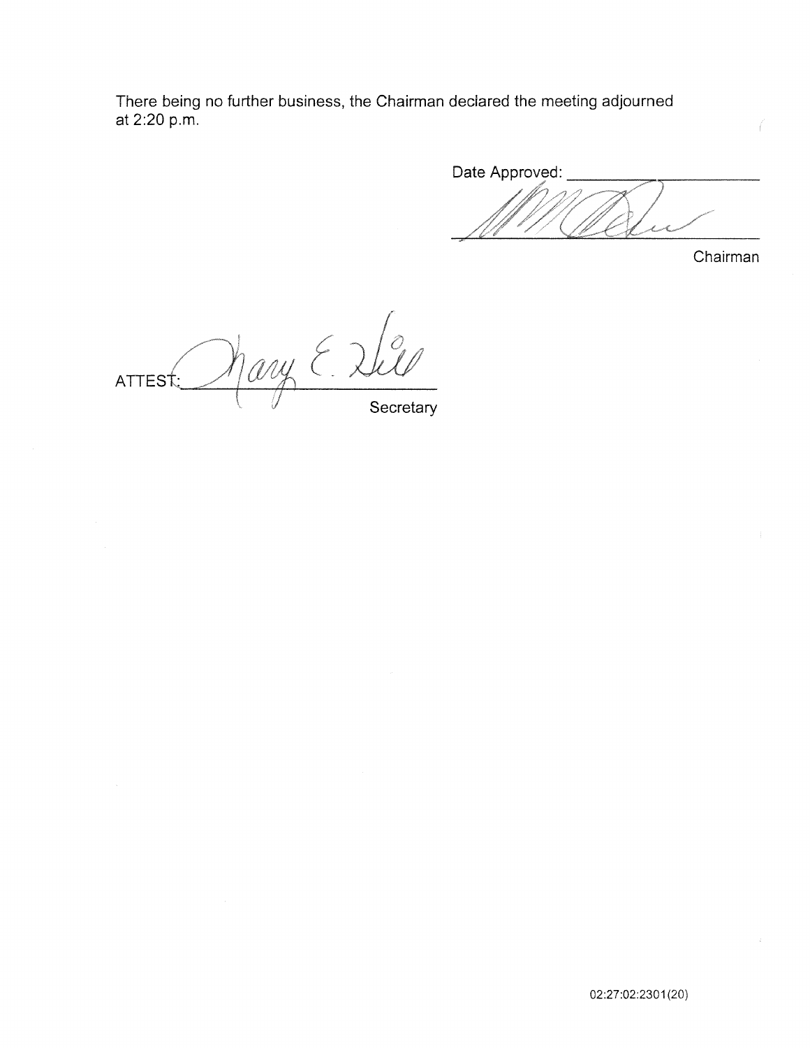There being no further business, the Chairman declared the meeting adjourned at 2:20 p.m.

Date Approved: ____________________

____________________
Chairman

ATTEST: ____________________
Secretary

02:27:02:2301(20)